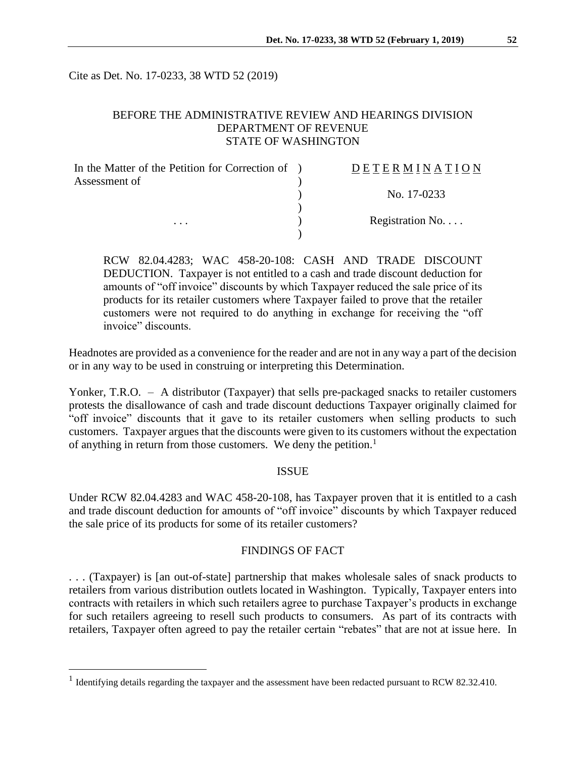Cite as Det. No. 17-0233, 38 WTD 52 (2019)

BEFORE THE ADMINISTRATIVE REVIEW AND HEARINGS DIVISION
DEPARTMENT OF REVENUE
STATE OF WASHINGTON

| In the Matter of the Petition for Correction of Assessment of | ) | DETERMINATION |
|---|---|---|
| | ) | No. 17-0233 |
| . . . | ) | Registration No. . . . |

RCW 82.04.4283; WAC 458-20-108: CASH AND TRADE DISCOUNT DEDUCTION. Taxpayer is not entitled to a cash and trade discount deduction for amounts of "off invoice" discounts by which Taxpayer reduced the sale price of its products for its retailer customers where Taxpayer failed to prove that the retailer customers were not required to do anything in exchange for receiving the "off invoice" discounts.

Headnotes are provided as a convenience for the reader and are not in any way a part of the decision or in any way to be used in construing or interpreting this Determination.

Yonker, T.R.O. – A distributor (Taxpayer) that sells pre-packaged snacks to retailer customers protests the disallowance of cash and trade discount deductions Taxpayer originally claimed for "off invoice" discounts that it gave to its retailer customers when selling products to such customers. Taxpayer argues that the discounts were given to its customers without the expectation of anything in return from those customers. We deny the petition.[1]

## ISSUE

Under RCW 82.04.4283 and WAC 458-20-108, has Taxpayer proven that it is entitled to a cash and trade discount deduction for amounts of "off invoice" discounts by which Taxpayer reduced the sale price of its products for some of its retailer customers?

## FINDINGS OF FACT

. . . (Taxpayer) is [an out-of-state] partnership that makes wholesale sales of snack products to retailers from various distribution outlets located in Washington. Typically, Taxpayer enters into contracts with retailers in which such retailers agree to purchase Taxpayer's products in exchange for such retailers agreeing to resell such products to consumers. As part of its contracts with retailers, Taxpayer often agreed to pay the retailer certain "rebates" that are not at issue here. In

[1] Identifying details regarding the taxpayer and the assessment have been redacted pursuant to RCW 82.32.410.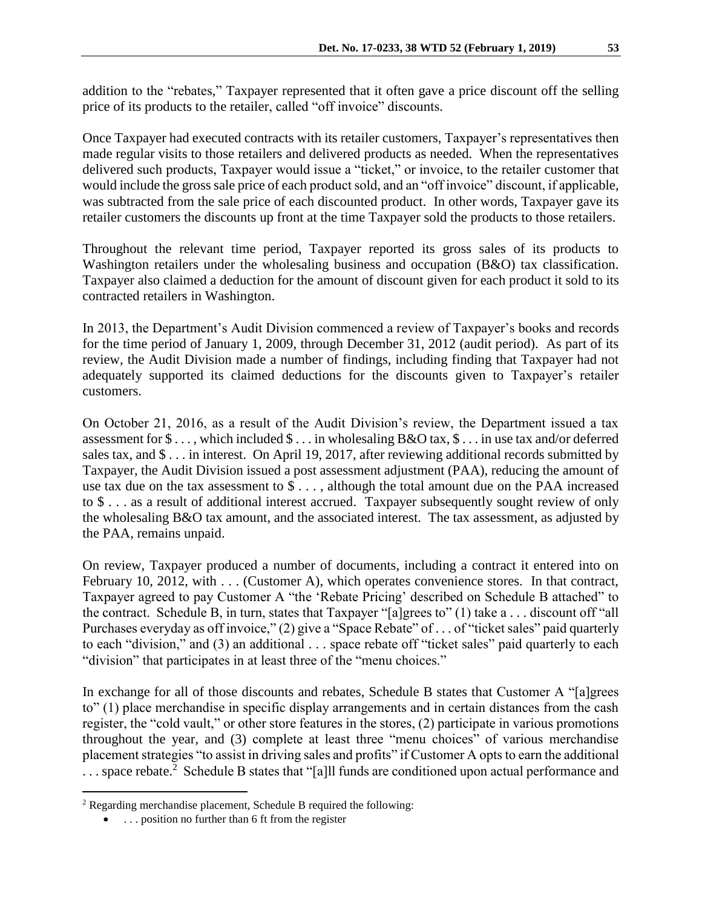addition to the "rebates," Taxpayer represented that it often gave a price discount off the selling price of its products to the retailer, called "off invoice" discounts.

Once Taxpayer had executed contracts with its retailer customers, Taxpayer's representatives then made regular visits to those retailers and delivered products as needed. When the representatives delivered such products, Taxpayer would issue a "ticket," or invoice, to the retailer customer that would include the gross sale price of each product sold, and an "off invoice" discount, if applicable, was subtracted from the sale price of each discounted product. In other words, Taxpayer gave its retailer customers the discounts up front at the time Taxpayer sold the products to those retailers.

Throughout the relevant time period, Taxpayer reported its gross sales of its products to Washington retailers under the wholesaling business and occupation (B&O) tax classification. Taxpayer also claimed a deduction for the amount of discount given for each product it sold to its contracted retailers in Washington.

In 2013, the Department's Audit Division commenced a review of Taxpayer's books and records for the time period of January 1, 2009, through December 31, 2012 (audit period). As part of its review, the Audit Division made a number of findings, including finding that Taxpayer had not adequately supported its claimed deductions for the discounts given to Taxpayer's retailer customers.

On October 21, 2016, as a result of the Audit Division's review, the Department issued a tax assessment for $ . . . , which included $ . . . in wholesaling B&O tax, $ . . . in use tax and/or deferred sales tax, and $ . . . in interest. On April 19, 2017, after reviewing additional records submitted by Taxpayer, the Audit Division issued a post assessment adjustment (PAA), reducing the amount of use tax due on the tax assessment to $ . . . , although the total amount due on the PAA increased to $ . . . as a result of additional interest accrued. Taxpayer subsequently sought review of only the wholesaling B&O tax amount, and the associated interest. The tax assessment, as adjusted by the PAA, remains unpaid.

On review, Taxpayer produced a number of documents, including a contract it entered into on February 10, 2012, with . . . (Customer A), which operates convenience stores. In that contract, Taxpayer agreed to pay Customer A "the 'Rebate Pricing' described on Schedule B attached" to the contract. Schedule B, in turn, states that Taxpayer "[a]grees to" (1) take a . . . discount off "all Purchases everyday as off invoice," (2) give a "Space Rebate" of . . . of "ticket sales" paid quarterly to each "division," and (3) an additional . . . space rebate off "ticket sales" paid quarterly to each "division" that participates in at least three of the "menu choices."

In exchange for all of those discounts and rebates, Schedule B states that Customer A "[a]grees to" (1) place merchandise in specific display arrangements and in certain distances from the cash register, the "cold vault," or other store features in the stores, (2) participate in various promotions throughout the year, and (3) complete at least three "menu choices" of various merchandise placement strategies "to assist in driving sales and profits" if Customer A opts to earn the additional . . . space rebate.[2] Schedule B states that "[a]ll funds are conditioned upon actual performance and

---

[2] Regarding merchandise placement, Schedule B required the following:

- . . . position no further than 6 ft from the register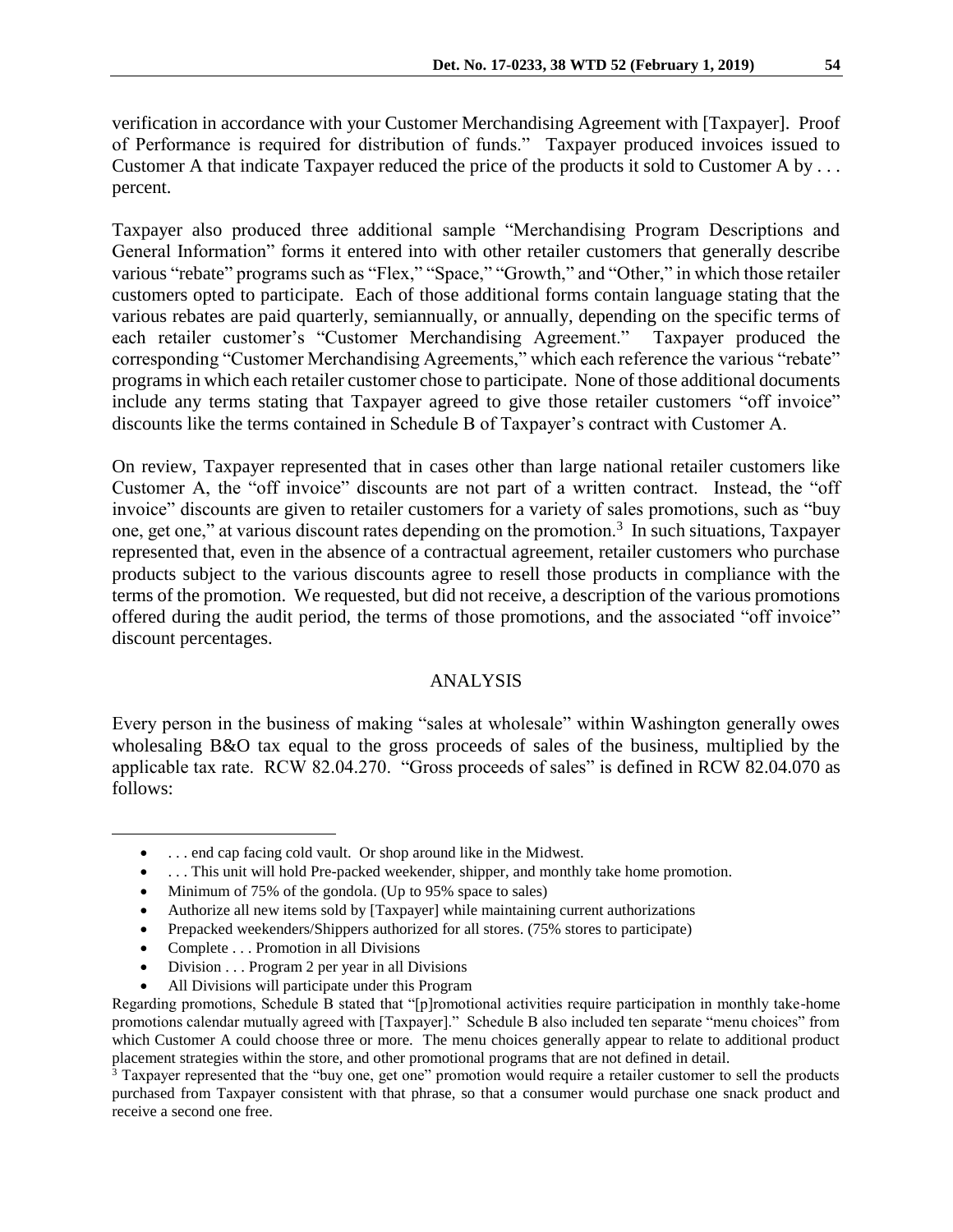verification in accordance with your Customer Merchandising Agreement with [Taxpayer]. Proof of Performance is required for distribution of funds." Taxpayer produced invoices issued to Customer A that indicate Taxpayer reduced the price of the products it sold to Customer A by . . . percent.

Taxpayer also produced three additional sample "Merchandising Program Descriptions and General Information" forms it entered into with other retailer customers that generally describe various "rebate" programs such as "Flex," "Space," "Growth," and "Other," in which those retailer customers opted to participate. Each of those additional forms contain language stating that the various rebates are paid quarterly, semiannually, or annually, depending on the specific terms of each retailer customer's "Customer Merchandising Agreement." Taxpayer produced the corresponding "Customer Merchandising Agreements," which each reference the various "rebate" programs in which each retailer customer chose to participate. None of those additional documents include any terms stating that Taxpayer agreed to give those retailer customers "off invoice" discounts like the terms contained in Schedule B of Taxpayer's contract with Customer A.

On review, Taxpayer represented that in cases other than large national retailer customers like Customer A, the "off invoice" discounts are not part of a written contract. Instead, the "off invoice" discounts are given to retailer customers for a variety of sales promotions, such as "buy one, get one," at various discount rates depending on the promotion.[3] In such situations, Taxpayer represented that, even in the absence of a contractual agreement, retailer customers who purchase products subject to the various discounts agree to resell those products in compliance with the terms of the promotion. We requested, but did not receive, a description of the various promotions offered during the audit period, the terms of those promotions, and the associated "off invoice" discount percentages.

## ANALYSIS

Every person in the business of making "sales at wholesale" within Washington generally owes wholesaling B&O tax equal to the gross proceeds of sales of the business, multiplied by the applicable tax rate. RCW 82.04.270. "Gross proceeds of sales" is defined in RCW 82.04.070 as follows:

---

- . . . end cap facing cold vault. Or shop around like in the Midwest.
- . . . This unit will hold Pre-packed weekender, shipper, and monthly take home promotion.
- Minimum of 75% of the gondola. (Up to 95% space to sales)
- Authorize all new items sold by [Taxpayer] while maintaining current authorizations
- Prepacked weekenders/Shippers authorized for all stores. (75% stores to participate)
- Complete . . . Promotion in all Divisions
- Division . . . Program 2 per year in all Divisions
- All Divisions will participate under this Program

Regarding promotions, Schedule B stated that "[p]romotional activities require participation in monthly take-home promotions calendar mutually agreed with [Taxpayer]." Schedule B also included ten separate "menu choices" from which Customer A could choose three or more. The menu choices generally appear to relate to additional product placement strategies within the store, and other promotional programs that are not defined in detail.

[3] Taxpayer represented that the "buy one, get one" promotion would require a retailer customer to sell the products purchased from Taxpayer consistent with that phrase, so that a consumer would purchase one snack product and receive a second one free.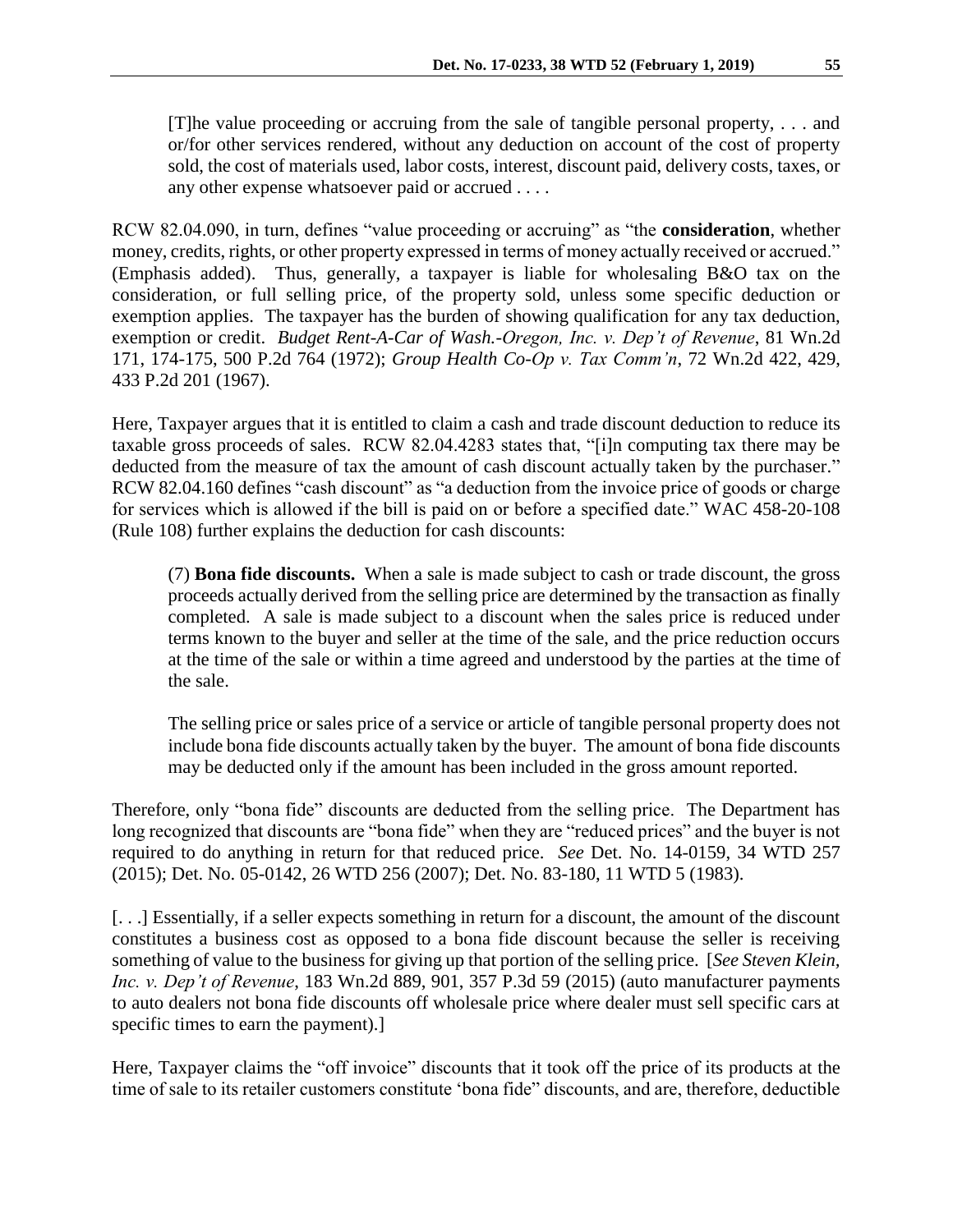> [T]he value proceeding or accruing from the sale of tangible personal property, . . . and or/for other services rendered, without any deduction on account of the cost of property sold, the cost of materials used, labor costs, interest, discount paid, delivery costs, taxes, or any other expense whatsoever paid or accrued . . . .

RCW 82.04.090, in turn, defines "value proceeding or accruing" as "the **consideration**, whether money, credits, rights, or other property expressed in terms of money actually received or accrued." (Emphasis added). Thus, generally, a taxpayer is liable for wholesaling B&O tax on the consideration, or full selling price, of the property sold, unless some specific deduction or exemption applies. The taxpayer has the burden of showing qualification for any tax deduction, exemption or credit. *Budget Rent-A-Car of Wash.-Oregon, Inc. v. Dep't of Revenue*, 81 Wn.2d 171, 174-175, 500 P.2d 764 (1972); *Group Health Co-Op v. Tax Comm'n*, 72 Wn.2d 422, 429, 433 P.2d 201 (1967).

Here, Taxpayer argues that it is entitled to claim a cash and trade discount deduction to reduce its taxable gross proceeds of sales. RCW 82.04.4283 states that, "[i]n computing tax there may be deducted from the measure of tax the amount of cash discount actually taken by the purchaser." RCW 82.04.160 defines "cash discount" as "a deduction from the invoice price of goods or charge for services which is allowed if the bill is paid on or before a specified date." WAC 458-20-108 (Rule 108) further explains the deduction for cash discounts:

> (7) **Bona fide discounts.** When a sale is made subject to cash or trade discount, the gross proceeds actually derived from the selling price are determined by the transaction as finally completed. A sale is made subject to a discount when the sales price is reduced under terms known to the buyer and seller at the time of the sale, and the price reduction occurs at the time of the sale or within a time agreed and understood by the parties at the time of the sale.
>
> The selling price or sales price of a service or article of tangible personal property does not include bona fide discounts actually taken by the buyer. The amount of bona fide discounts may be deducted only if the amount has been included in the gross amount reported.

Therefore, only "bona fide" discounts are deducted from the selling price. The Department has long recognized that discounts are "bona fide" when they are "reduced prices" and the buyer is not required to do anything in return for that reduced price. *See* Det. No. 14-0159, 34 WTD 257 (2015); Det. No. 05-0142, 26 WTD 256 (2007); Det. No. 83-180, 11 WTD 5 (1983).

[. . .] Essentially, if a seller expects something in return for a discount, the amount of the discount constitutes a business cost as opposed to a bona fide discount because the seller is receiving something of value to the business for giving up that portion of the selling price. [*See Steven Klein, Inc. v. Dep't of Revenue*, 183 Wn.2d 889, 901, 357 P.3d 59 (2015) (auto manufacturer payments to auto dealers not bona fide discounts off wholesale price where dealer must sell specific cars at specific times to earn the payment).]

Here, Taxpayer claims the "off invoice" discounts that it took off the price of its products at the time of sale to its retailer customers constitute 'bona fide" discounts, and are, therefore, deductible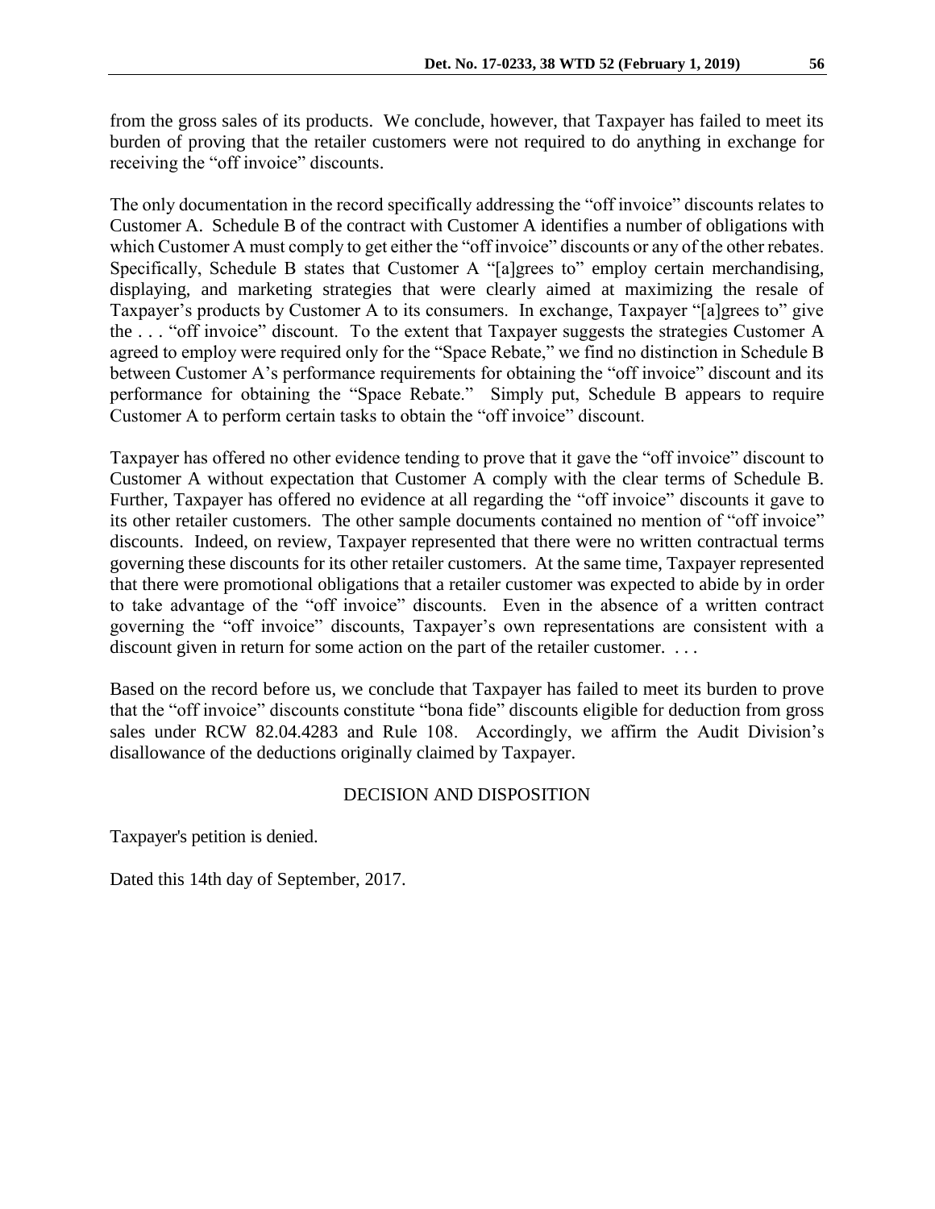from the gross sales of its products. We conclude, however, that Taxpayer has failed to meet its burden of proving that the retailer customers were not required to do anything in exchange for receiving the "off invoice" discounts.

The only documentation in the record specifically addressing the "off invoice" discounts relates to Customer A. Schedule B of the contract with Customer A identifies a number of obligations with which Customer A must comply to get either the "off invoice" discounts or any of the other rebates. Specifically, Schedule B states that Customer A "[a]grees to" employ certain merchandising, displaying, and marketing strategies that were clearly aimed at maximizing the resale of Taxpayer's products by Customer A to its consumers. In exchange, Taxpayer "[a]grees to" give the . . . "off invoice" discount. To the extent that Taxpayer suggests the strategies Customer A agreed to employ were required only for the "Space Rebate," we find no distinction in Schedule B between Customer A's performance requirements for obtaining the "off invoice" discount and its performance for obtaining the "Space Rebate." Simply put, Schedule B appears to require Customer A to perform certain tasks to obtain the "off invoice" discount.

Taxpayer has offered no other evidence tending to prove that it gave the "off invoice" discount to Customer A without expectation that Customer A comply with the clear terms of Schedule B. Further, Taxpayer has offered no evidence at all regarding the "off invoice" discounts it gave to its other retailer customers. The other sample documents contained no mention of "off invoice" discounts. Indeed, on review, Taxpayer represented that there were no written contractual terms governing these discounts for its other retailer customers. At the same time, Taxpayer represented that there were promotional obligations that a retailer customer was expected to abide by in order to take advantage of the "off invoice" discounts. Even in the absence of a written contract governing the "off invoice" discounts, Taxpayer's own representations are consistent with a discount given in return for some action on the part of the retailer customer. . . .

Based on the record before us, we conclude that Taxpayer has failed to meet its burden to prove that the "off invoice" discounts constitute "bona fide" discounts eligible for deduction from gross sales under RCW 82.04.4283 and Rule 108. Accordingly, we affirm the Audit Division's disallowance of the deductions originally claimed by Taxpayer.

## DECISION AND DISPOSITION

Taxpayer's petition is denied.

Dated this 14th day of September, 2017.